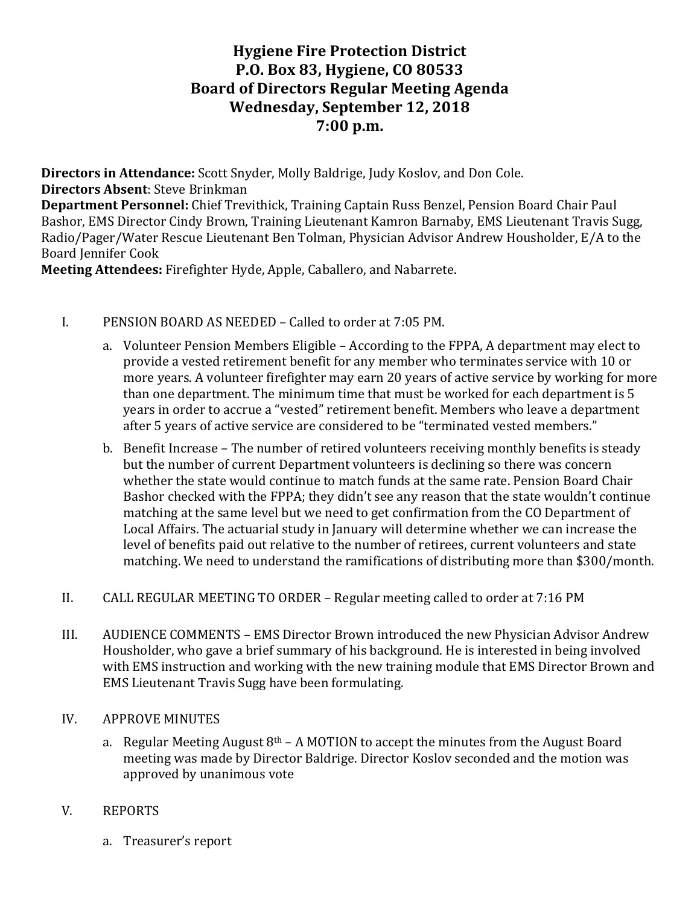# Hygiene Fire Protection District
## P.O. Box 83, Hygiene, CO 80533
## Board of Directors Regular Meeting Agenda
## Wednesday, September 12, 2018
## 7:00 p.m.

**Directors in Attendance:** Scott Snyder, Molly Baldrige, Judy Koslov, and Don Cole.
**Directors Absent**: Steve Brinkman
**Department Personnel:** Chief Trevithick, Training Captain Russ Benzel, Pension Board Chair Paul Bashor, EMS Director Cindy Brown, Training Lieutenant Kamron Barnaby, EMS Lieutenant Travis Sugg, Radio/Pager/Water Rescue Lieutenant Ben Tolman, Physician Advisor Andrew Housholder, E/A to the Board Jennifer Cook
**Meeting Attendees:** Firefighter Hyde, Apple, Caballero, and Nabarrete.

I. PENSION BOARD AS NEEDED – Called to order at 7:05 PM.

   a. Volunteer Pension Members Eligible – According to the FPPA, A department may elect to provide a vested retirement benefit for any member who terminates service with 10 or more years. A volunteer firefighter may earn 20 years of active service by working for more than one department. The minimum time that must be worked for each department is 5 years in order to accrue a "vested" retirement benefit. Members who leave a department after 5 years of active service are considered to be "terminated vested members."

   b. Benefit Increase – The number of retired volunteers receiving monthly benefits is steady but the number of current Department volunteers is declining so there was concern whether the state would continue to match funds at the same rate. Pension Board Chair Bashor checked with the FPPA; they didn't see any reason that the state wouldn't continue matching at the same level but we need to get confirmation from the CO Department of Local Affairs. The actuarial study in January will determine whether we can increase the level of benefits paid out relative to the number of retirees, current volunteers and state matching. We need to understand the ramifications of distributing more than $300/month.

II. CALL REGULAR MEETING TO ORDER – Regular meeting called to order at 7:16 PM

III. AUDIENCE COMMENTS – EMS Director Brown introduced the new Physician Advisor Andrew Housholder, who gave a brief summary of his background. He is interested in being involved with EMS instruction and working with the new training module that EMS Director Brown and EMS Lieutenant Travis Sugg have been formulating.

IV. APPROVE MINUTES

   a. Regular Meeting August 8th – A MOTION to accept the minutes from the August Board meeting was made by Director Baldrige. Director Koslov seconded and the motion was approved by unanimous vote

V. REPORTS

   a. Treasurer's report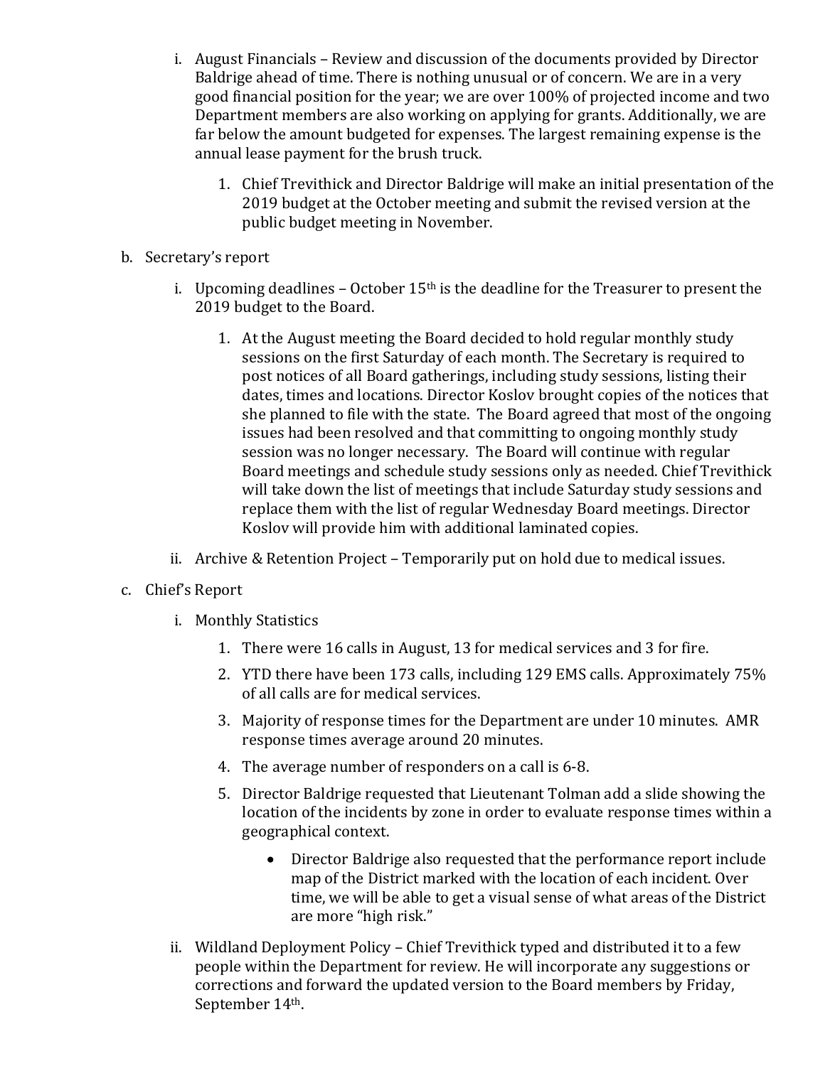i. August Financials – Review and discussion of the documents provided by Director Baldrige ahead of time. There is nothing unusual or of concern. We are in a very good financial position for the year; we are over 100% of projected income and two Department members are also working on applying for grants. Additionally, we are far below the amount budgeted for expenses. The largest remaining expense is the annual lease payment for the brush truck.

        1. Chief Trevithick and Director Baldrige will make an initial presentation of the 2019 budget at the October meeting and submit the revised version at the public budget meeting in November.

b. Secretary's report

    i. Upcoming deadlines – October 15th is the deadline for the Treasurer to present the 2019 budget to the Board.

        1. At the August meeting the Board decided to hold regular monthly study sessions on the first Saturday of each month. The Secretary is required to post notices of all Board gatherings, including study sessions, listing their dates, times and locations. Director Koslov brought copies of the notices that she planned to file with the state. The Board agreed that most of the ongoing issues had been resolved and that committing to ongoing monthly study session was no longer necessary. The Board will continue with regular Board meetings and schedule study sessions only as needed. Chief Trevithick will take down the list of meetings that include Saturday study sessions and replace them with the list of regular Wednesday Board meetings. Director Koslov will provide him with additional laminated copies.

    ii. Archive & Retention Project – Temporarily put on hold due to medical issues.

c. Chief's Report

    i. Monthly Statistics

        1. There were 16 calls in August, 13 for medical services and 3 for fire.
        2. YTD there have been 173 calls, including 129 EMS calls. Approximately 75% of all calls are for medical services.
        3. Majority of response times for the Department are under 10 minutes. AMR response times average around 20 minutes.
        4. The average number of responders on a call is 6-8.
        5. Director Baldrige requested that Lieutenant Tolman add a slide showing the location of the incidents by zone in order to evaluate response times within a geographical context.
            - Director Baldrige also requested that the performance report include map of the District marked with the location of each incident. Over time, we will be able to get a visual sense of what areas of the District are more "high risk."

    ii. Wildland Deployment Policy – Chief Trevithick typed and distributed it to a few people within the Department for review. He will incorporate any suggestions or corrections and forward the updated version to the Board members by Friday, September 14th.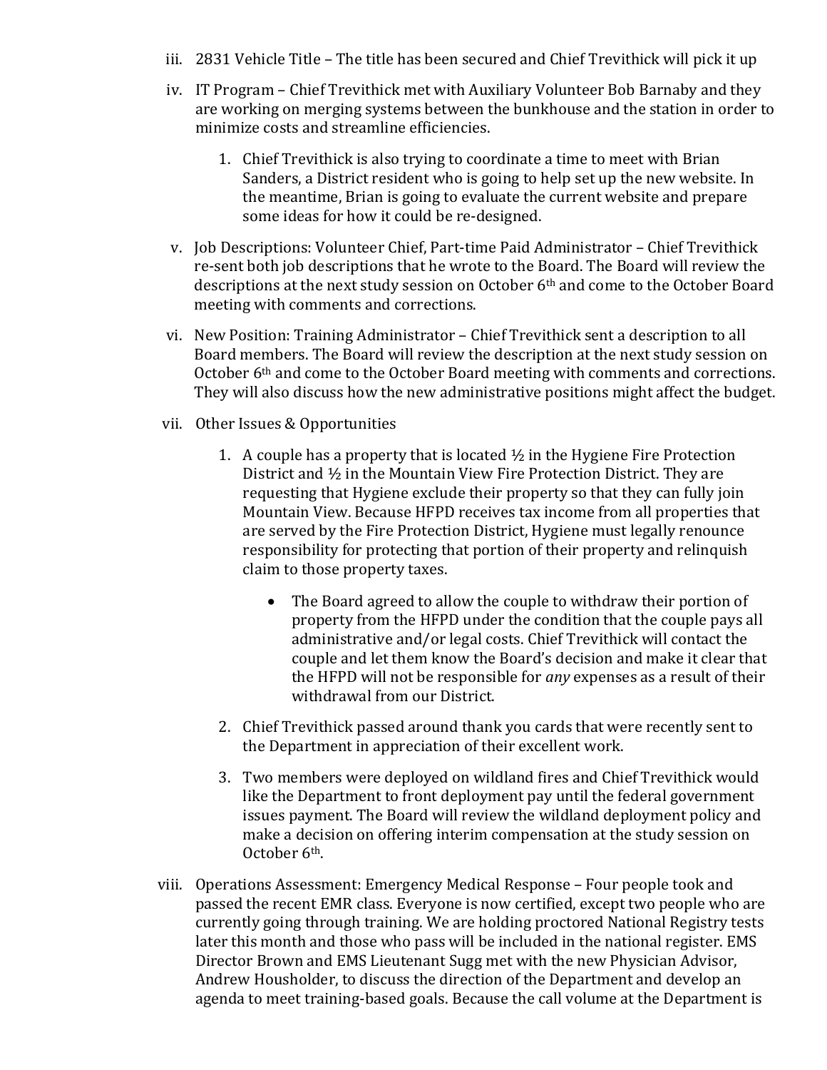iii. 2831 Vehicle Title – The title has been secured and Chief Trevithick will pick it up

iv. IT Program – Chief Trevithick met with Auxiliary Volunteer Bob Barnaby and they are working on merging systems between the bunkhouse and the station in order to minimize costs and streamline efficiencies.

   1. Chief Trevithick is also trying to coordinate a time to meet with Brian Sanders, a District resident who is going to help set up the new website. In the meantime, Brian is going to evaluate the current website and prepare some ideas for how it could be re-designed.

v. Job Descriptions: Volunteer Chief, Part-time Paid Administrator – Chief Trevithick re-sent both job descriptions that he wrote to the Board. The Board will review the descriptions at the next study session on October 6th and come to the October Board meeting with comments and corrections.

vi. New Position: Training Administrator – Chief Trevithick sent a description to all Board members. The Board will review the description at the next study session on October 6th and come to the October Board meeting with comments and corrections. They will also discuss how the new administrative positions might affect the budget.

vii. Other Issues & Opportunities

   1. A couple has a property that is located ½ in the Hygiene Fire Protection District and ½ in the Mountain View Fire Protection District. They are requesting that Hygiene exclude their property so that they can fully join Mountain View. Because HFPD receives tax income from all properties that are served by the Fire Protection District, Hygiene must legally renounce responsibility for protecting that portion of their property and relinquish claim to those property taxes.

      - The Board agreed to allow the couple to withdraw their portion of property from the HFPD under the condition that the couple pays all administrative and/or legal costs. Chief Trevithick will contact the couple and let them know the Board's decision and make it clear that the HFPD will not be responsible for *any* expenses as a result of their withdrawal from our District.

   2. Chief Trevithick passed around thank you cards that were recently sent to the Department in appreciation of their excellent work.

   3. Two members were deployed on wildland fires and Chief Trevithick would like the Department to front deployment pay until the federal government issues payment. The Board will review the wildland deployment policy and make a decision on offering interim compensation at the study session on October 6th.

viii. Operations Assessment: Emergency Medical Response – Four people took and passed the recent EMR class. Everyone is now certified, except two people who are currently going through training. We are holding proctored National Registry tests later this month and those who pass will be included in the national register. EMS Director Brown and EMS Lieutenant Sugg met with the new Physician Advisor, Andrew Housholder, to discuss the direction of the Department and develop an agenda to meet training-based goals. Because the call volume at the Department is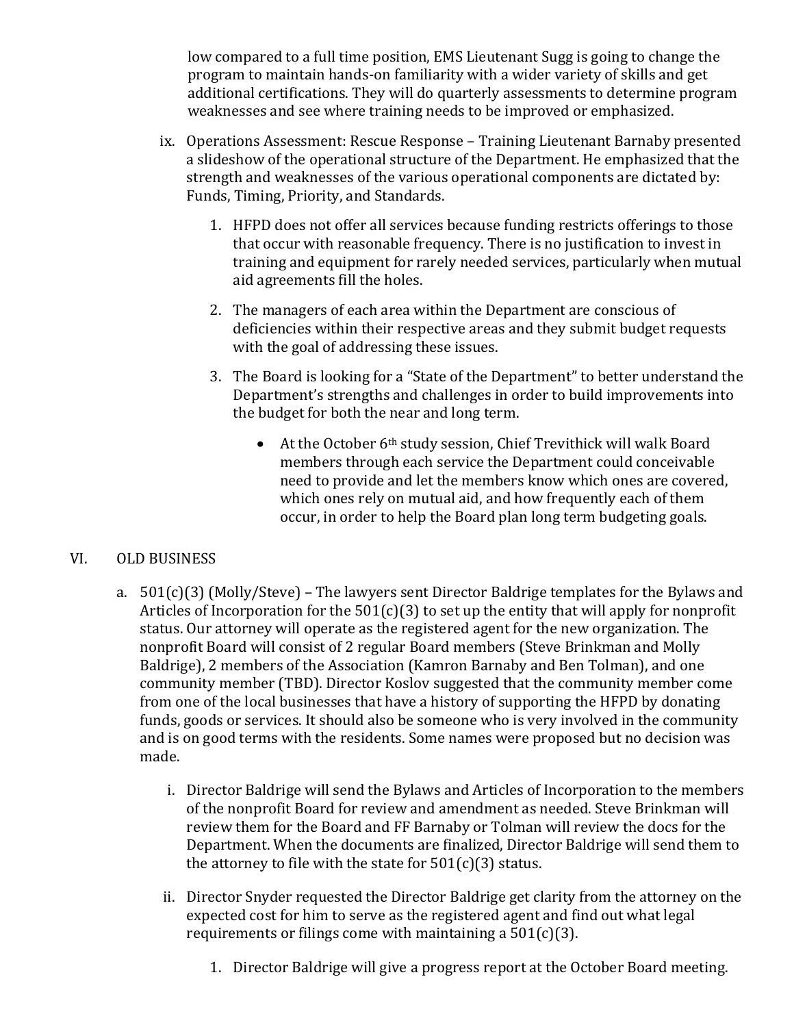low compared to a full time position, EMS Lieutenant Sugg is going to change the program to maintain hands-on familiarity with a wider variety of skills and get additional certifications. They will do quarterly assessments to determine program weaknesses and see where training needs to be improved or emphasized.

ix. Operations Assessment: Rescue Response – Training Lieutenant Barnaby presented a slideshow of the operational structure of the Department. He emphasized that the strength and weaknesses of the various operational components are dictated by: Funds, Timing, Priority, and Standards.

1. HFPD does not offer all services because funding restricts offerings to those that occur with reasonable frequency. There is no justification to invest in training and equipment for rarely needed services, particularly when mutual aid agreements fill the holes.

2. The managers of each area within the Department are conscious of deficiencies within their respective areas and they submit budget requests with the goal of addressing these issues.

3. The Board is looking for a "State of the Department" to better understand the Department's strengths and challenges in order to build improvements into the budget for both the near and long term.

- At the October 6th study session, Chief Trevithick will walk Board members through each service the Department could conceivable need to provide and let the members know which ones are covered, which ones rely on mutual aid, and how frequently each of them occur, in order to help the Board plan long term budgeting goals.

## VI. OLD BUSINESS

a. 501(c)(3) (Molly/Steve) – The lawyers sent Director Baldrige templates for the Bylaws and Articles of Incorporation for the 501(c)(3) to set up the entity that will apply for nonprofit status. Our attorney will operate as the registered agent for the new organization. The nonprofit Board will consist of 2 regular Board members (Steve Brinkman and Molly Baldrige), 2 members of the Association (Kamron Barnaby and Ben Tolman), and one community member (TBD). Director Koslov suggested that the community member come from one of the local businesses that have a history of supporting the HFPD by donating funds, goods or services. It should also be someone who is very involved in the community and is on good terms with the residents. Some names were proposed but no decision was made.

i. Director Baldrige will send the Bylaws and Articles of Incorporation to the members of the nonprofit Board for review and amendment as needed. Steve Brinkman will review them for the Board and FF Barnaby or Tolman will review the docs for the Department. When the documents are finalized, Director Baldrige will send them to the attorney to file with the state for 501(c)(3) status.

ii. Director Snyder requested the Director Baldrige get clarity from the attorney on the expected cost for him to serve as the registered agent and find out what legal requirements or filings come with maintaining a 501(c)(3).

1. Director Baldrige will give a progress report at the October Board meeting.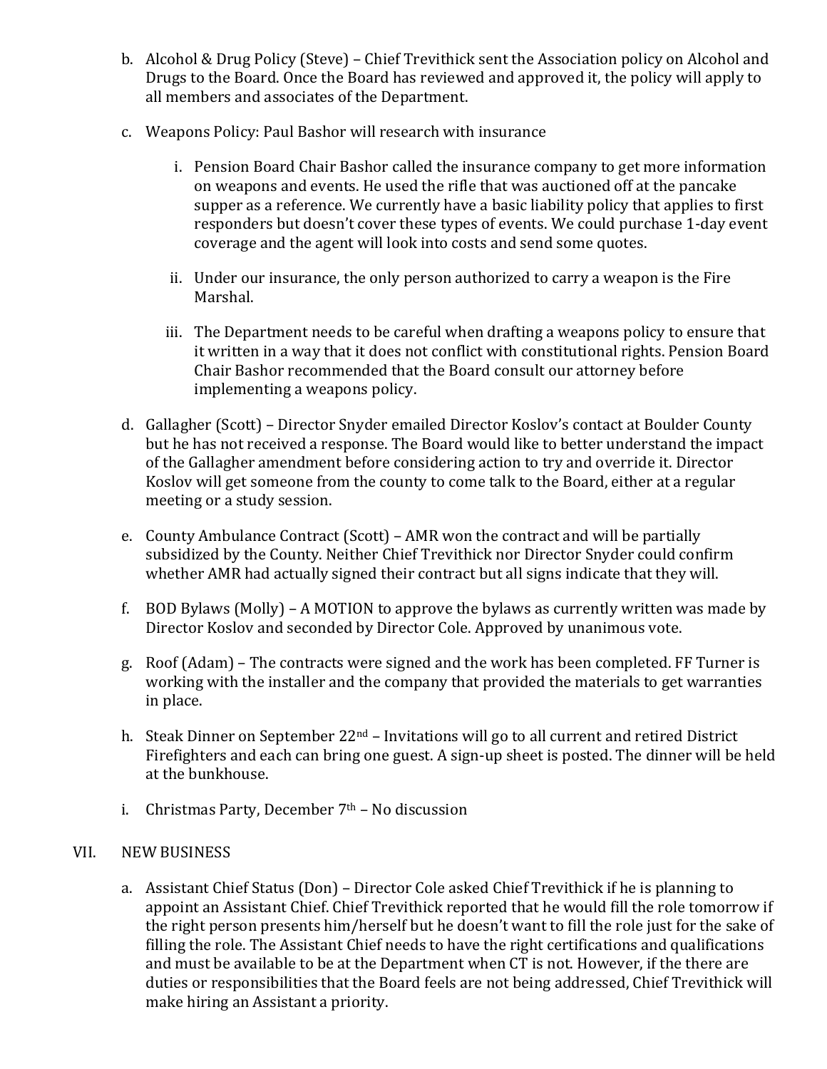b. Alcohol & Drug Policy (Steve) – Chief Trevithick sent the Association policy on Alcohol and Drugs to the Board. Once the Board has reviewed and approved it, the policy will apply to all members and associates of the Department.

c. Weapons Policy: Paul Bashor will research with insurance

   i. Pension Board Chair Bashor called the insurance company to get more information on weapons and events. He used the rifle that was auctioned off at the pancake supper as a reference. We currently have a basic liability policy that applies to first responders but doesn't cover these types of events. We could purchase 1-day event coverage and the agent will look into costs and send some quotes.

   ii. Under our insurance, the only person authorized to carry a weapon is the Fire Marshal.

   iii. The Department needs to be careful when drafting a weapons policy to ensure that it written in a way that it does not conflict with constitutional rights. Pension Board Chair Bashor recommended that the Board consult our attorney before implementing a weapons policy.

d. Gallagher (Scott) – Director Snyder emailed Director Koslov's contact at Boulder County but he has not received a response. The Board would like to better understand the impact of the Gallagher amendment before considering action to try and override it. Director Koslov will get someone from the county to come talk to the Board, either at a regular meeting or a study session.

e. County Ambulance Contract (Scott) – AMR won the contract and will be partially subsidized by the County. Neither Chief Trevithick nor Director Snyder could confirm whether AMR had actually signed their contract but all signs indicate that they will.

f. BOD Bylaws (Molly) – A MOTION to approve the bylaws as currently written was made by Director Koslov and seconded by Director Cole. Approved by unanimous vote.

g. Roof (Adam) – The contracts were signed and the work has been completed. FF Turner is working with the installer and the company that provided the materials to get warranties in place.

h. Steak Dinner on September 22nd – Invitations will go to all current and retired District Firefighters and each can bring one guest. A sign-up sheet is posted. The dinner will be held at the bunkhouse.

i. Christmas Party, December 7th – No discussion

## VII. NEW BUSINESS

a. Assistant Chief Status (Don) – Director Cole asked Chief Trevithick if he is planning to appoint an Assistant Chief. Chief Trevithick reported that he would fill the role tomorrow if the right person presents him/herself but he doesn't want to fill the role just for the sake of filling the role. The Assistant Chief needs to have the right certifications and qualifications and must be available to be at the Department when CT is not. However, if the there are duties or responsibilities that the Board feels are not being addressed, Chief Trevithick will make hiring an Assistant a priority.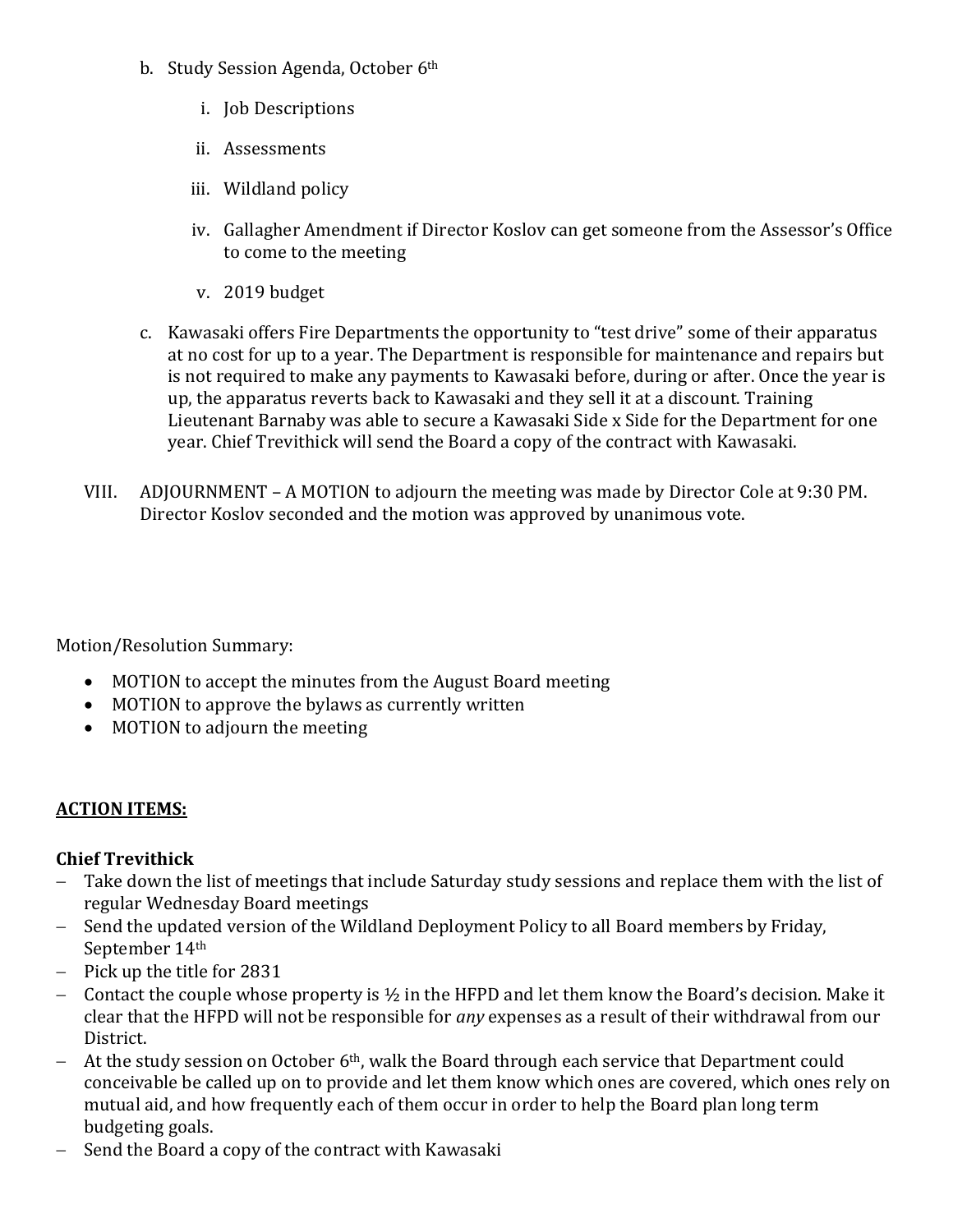b. Study Session Agenda, October 6th

   i. Job Descriptions

   ii. Assessments

   iii. Wildland policy

   iv. Gallagher Amendment if Director Koslov can get someone from the Assessor's Office to come to the meeting

   v. 2019 budget

c. Kawasaki offers Fire Departments the opportunity to "test drive" some of their apparatus at no cost for up to a year. The Department is responsible for maintenance and repairs but is not required to make any payments to Kawasaki before, during or after. Once the year is up, the apparatus reverts back to Kawasaki and they sell it at a discount. Training Lieutenant Barnaby was able to secure a Kawasaki Side x Side for the Department for one year. Chief Trevithick will send the Board a copy of the contract with Kawasaki.

VIII. ADJOURNMENT – A MOTION to adjourn the meeting was made by Director Cole at 9:30 PM. Director Koslov seconded and the motion was approved by unanimous vote.

Motion/Resolution Summary:

- MOTION to accept the minutes from the August Board meeting
- MOTION to approve the bylaws as currently written
- MOTION to adjourn the meeting

## ACTION ITEMS:

**Chief Trevithick**

- Take down the list of meetings that include Saturday study sessions and replace them with the list of regular Wednesday Board meetings
- Send the updated version of the Wildland Deployment Policy to all Board members by Friday, September 14th
- Pick up the title for 2831
- Contact the couple whose property is ½ in the HFPD and let them know the Board's decision. Make it clear that the HFPD will not be responsible for *any* expenses as a result of their withdrawal from our District.
- At the study session on October 6th, walk the Board through each service that Department could conceivable be called up on to provide and let them know which ones are covered, which ones rely on mutual aid, and how frequently each of them occur in order to help the Board plan long term budgeting goals.
- Send the Board a copy of the contract with Kawasaki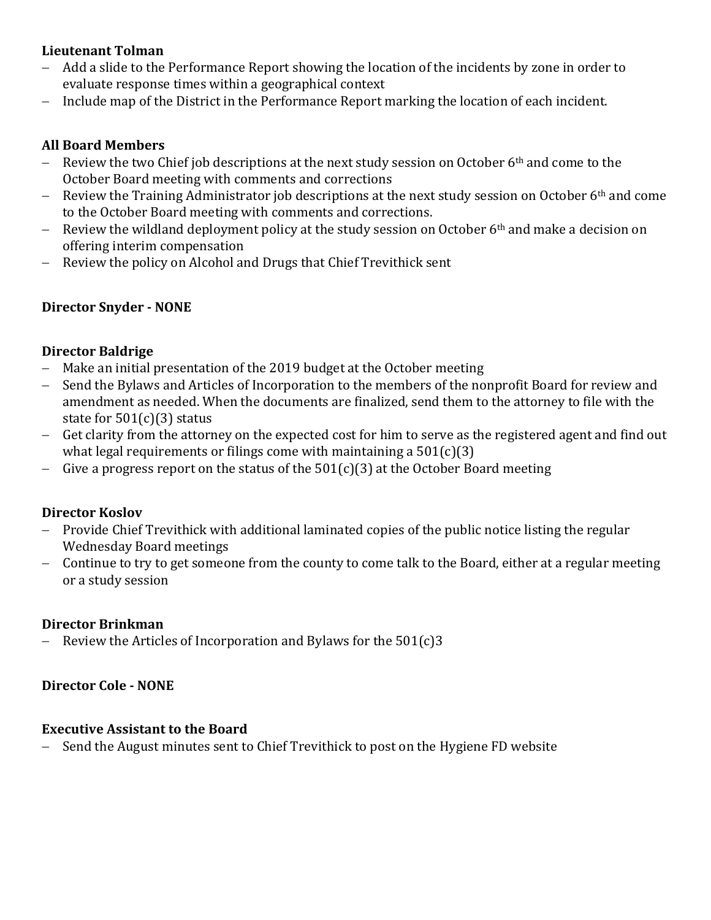**Lieutenant Tolman**

- Add a slide to the Performance Report showing the location of the incidents by zone in order to evaluate response times within a geographical context
- Include map of the District in the Performance Report marking the location of each incident.

**All Board Members**

- Review the two Chief job descriptions at the next study session on October 6th and come to the October Board meeting with comments and corrections
- Review the Training Administrator job descriptions at the next study session on October 6th and come to the October Board meeting with comments and corrections.
- Review the wildland deployment policy at the study session on October 6th and make a decision on offering interim compensation
- Review the policy on Alcohol and Drugs that Chief Trevithick sent

**Director Snyder - NONE**

**Director Baldrige**

- Make an initial presentation of the 2019 budget at the October meeting
- Send the Bylaws and Articles of Incorporation to the members of the nonprofit Board for review and amendment as needed. When the documents are finalized, send them to the attorney to file with the state for 501(c)(3) status
- Get clarity from the attorney on the expected cost for him to serve as the registered agent and find out what legal requirements or filings come with maintaining a 501(c)(3)
- Give a progress report on the status of the 501(c)(3) at the October Board meeting

**Director Koslov**

- Provide Chief Trevithick with additional laminated copies of the public notice listing the regular Wednesday Board meetings
- Continue to try to get someone from the county to come talk to the Board, either at a regular meeting or a study session

**Director Brinkman**

- Review the Articles of Incorporation and Bylaws for the 501(c)3

**Director Cole - NONE**

**Executive Assistant to the Board**

- Send the August minutes sent to Chief Trevithick to post on the Hygiene FD website